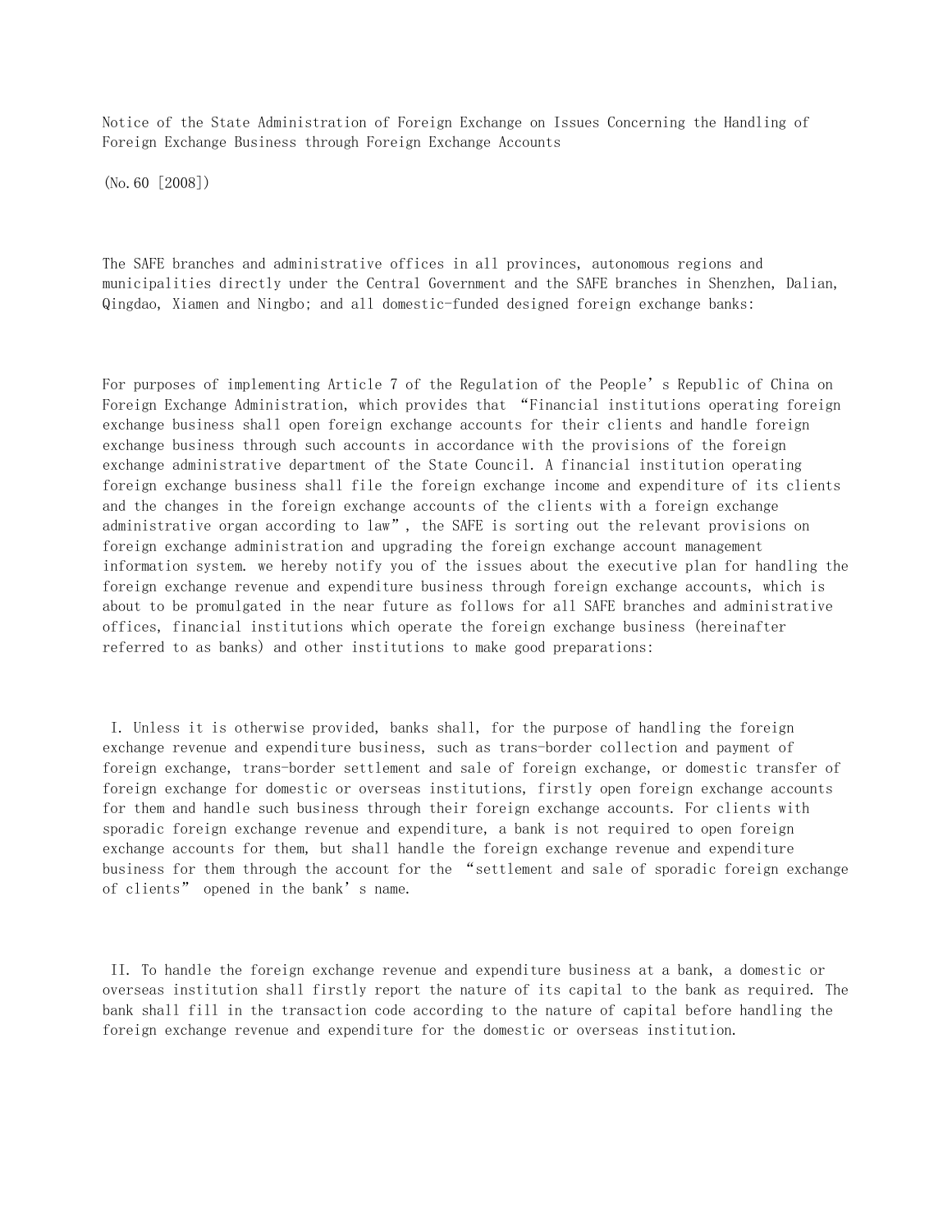# Notice of the State Administration of Foreign Exchange on Issues Concerning the Handling of Foreign Exchange Business through Foreign Exchange Accounts

(No.60 [2008])

The SAFE branches and administrative offices in all provinces, autonomous regions and municipalities directly under the Central Government and the SAFE branches in Shenzhen, Dalian, Qingdao, Xiamen and Ningbo; and all domestic-funded designed foreign exchange banks:

For purposes of implementing Article 7 of the Regulation of the People's Republic of China on Foreign Exchange Administration, which provides that "Financial institutions operating foreign exchange business shall open foreign exchange accounts for their clients and handle foreign exchange business through such accounts in accordance with the provisions of the foreign exchange administrative department of the State Council. A financial institution operating foreign exchange business shall file the foreign exchange income and expenditure of its clients and the changes in the foreign exchange accounts of the clients with a foreign exchange administrative organ according to law", the SAFE is sorting out the relevant provisions on foreign exchange administration and upgrading the foreign exchange account management information system. we hereby notify you of the issues about the executive plan for handling the foreign exchange revenue and expenditure business through foreign exchange accounts, which is about to be promulgated in the near future as follows for all SAFE branches and administrative offices, financial institutions which operate the foreign exchange business (hereinafter referred to as banks) and other institutions to make good preparations:

I. Unless it is otherwise provided, banks shall, for the purpose of handling the foreign exchange revenue and expenditure business, such as trans-border collection and payment of foreign exchange, trans-border settlement and sale of foreign exchange, or domestic transfer of foreign exchange for domestic or overseas institutions, firstly open foreign exchange accounts for them and handle such business through their foreign exchange accounts. For clients with sporadic foreign exchange revenue and expenditure, a bank is not required to open foreign exchange accounts for them, but shall handle the foreign exchange revenue and expenditure business for them through the account for the "settlement and sale of sporadic foreign exchange of clients" opened in the bank's name.

II. To handle the foreign exchange revenue and expenditure business at a bank, a domestic or overseas institution shall firstly report the nature of its capital to the bank as required. The bank shall fill in the transaction code according to the nature of capital before handling the foreign exchange revenue and expenditure for the domestic or overseas institution.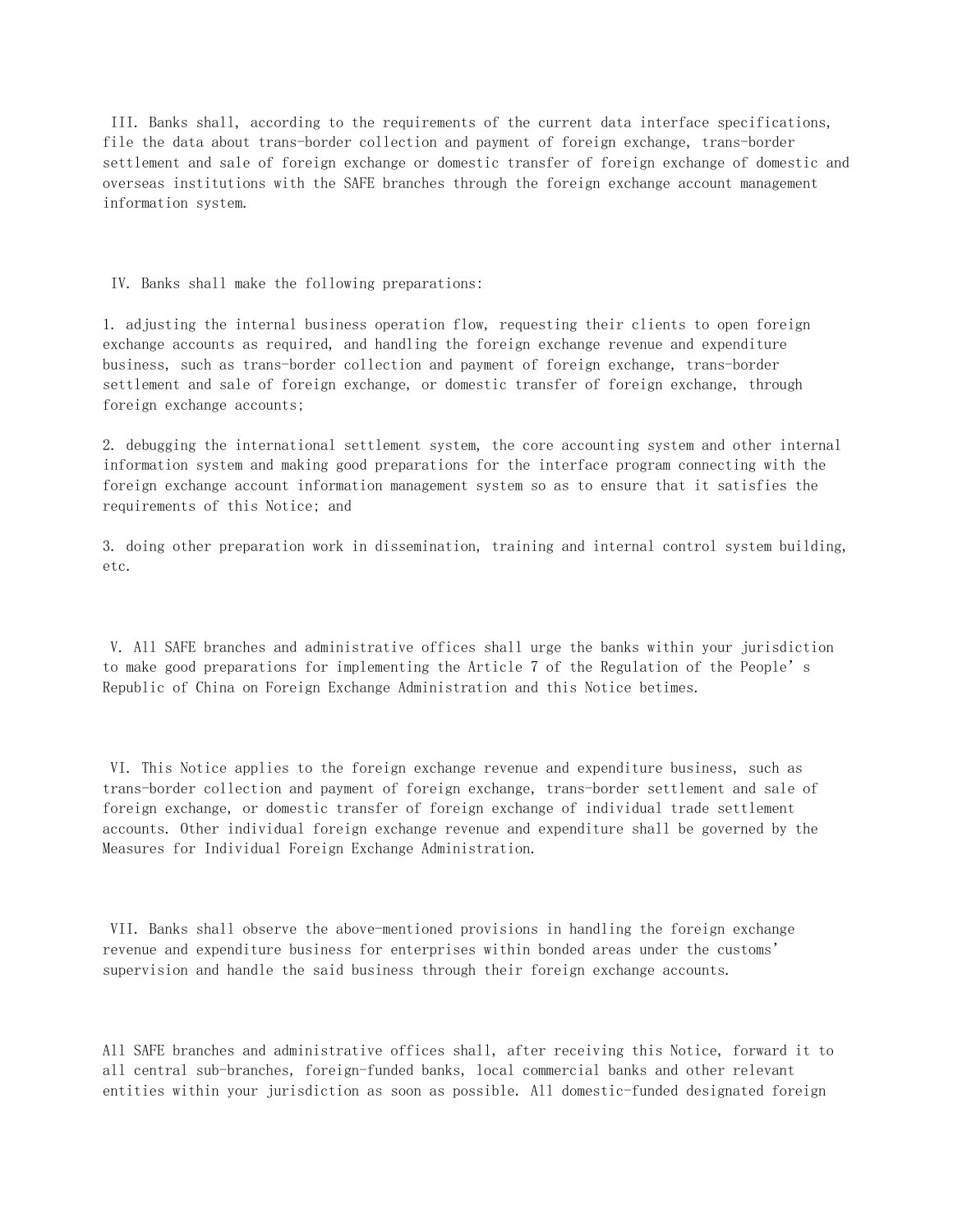III. Banks shall, according to the requirements of the current data interface specifications, file the data about trans-border collection and payment of foreign exchange, trans-border settlement and sale of foreign exchange or domestic transfer of foreign exchange of domestic and overseas institutions with the SAFE branches through the foreign exchange account management information system.

IV. Banks shall make the following preparations:

1. adjusting the internal business operation flow, requesting their clients to open foreign exchange accounts as required, and handling the foreign exchange revenue and expenditure business, such as trans-border collection and payment of foreign exchange, trans-border settlement and sale of foreign exchange, or domestic transfer of foreign exchange, through foreign exchange accounts;

2. debugging the international settlement system, the core accounting system and other internal information system and making good preparations for the interface program connecting with the foreign exchange account information management system so as to ensure that it satisfies the requirements of this Notice; and

3. doing other preparation work in dissemination, training and internal control system building, etc.

V. All SAFE branches and administrative offices shall urge the banks within your jurisdiction to make good preparations for implementing the Article 7 of the Regulation of the People's Republic of China on Foreign Exchange Administration and this Notice betimes.

VI. This Notice applies to the foreign exchange revenue and expenditure business, such as trans-border collection and payment of foreign exchange, trans-border settlement and sale of foreign exchange, or domestic transfer of foreign exchange of individual trade settlement accounts. Other individual foreign exchange revenue and expenditure shall be governed by the Measures for Individual Foreign Exchange Administration.

VII. Banks shall observe the above-mentioned provisions in handling the foreign exchange revenue and expenditure business for enterprises within bonded areas under the customs' supervision and handle the said business through their foreign exchange accounts.

All SAFE branches and administrative offices shall, after receiving this Notice, forward it to all central sub-branches, foreign-funded banks, local commercial banks and other relevant entities within your jurisdiction as soon as possible. All domestic-funded designated foreign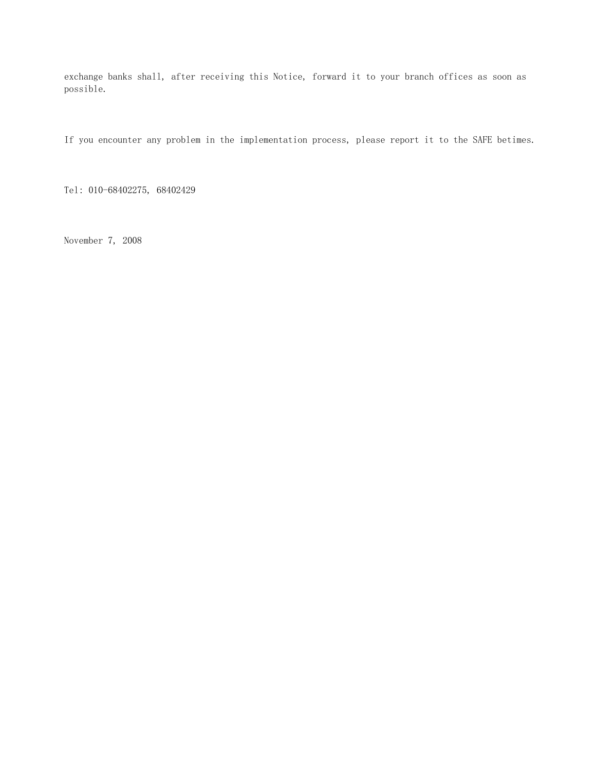exchange banks shall, after receiving this Notice, forward it to your branch offices as soon as possible.

If you encounter any problem in the implementation process, please report it to the SAFE betimes.

Tel: 010-68402275, 68402429

November 7, 2008